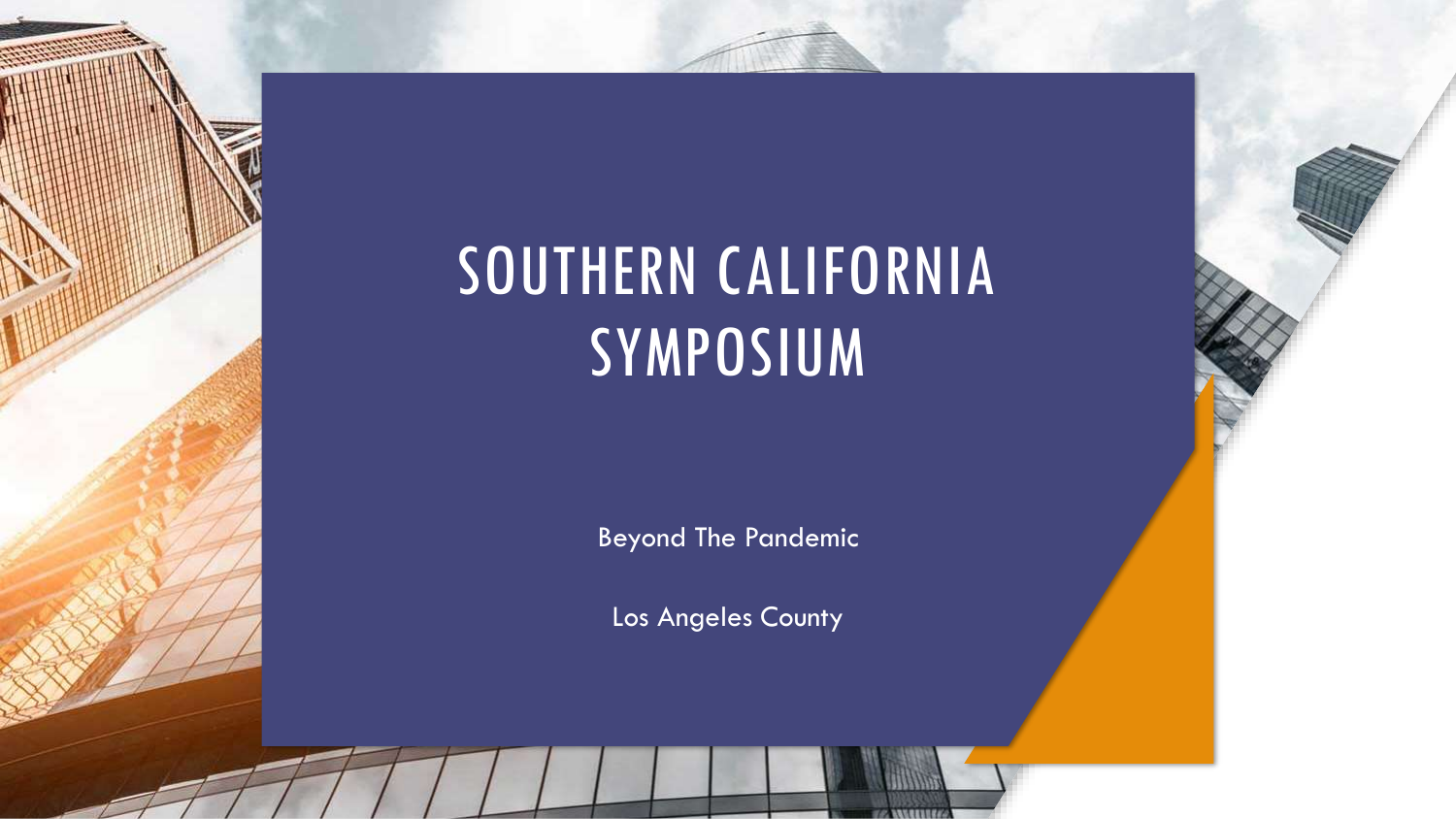# SOUTHERN CALIFORNIA SYMPOSIUM

Beyond The Pandemic

Los Angeles County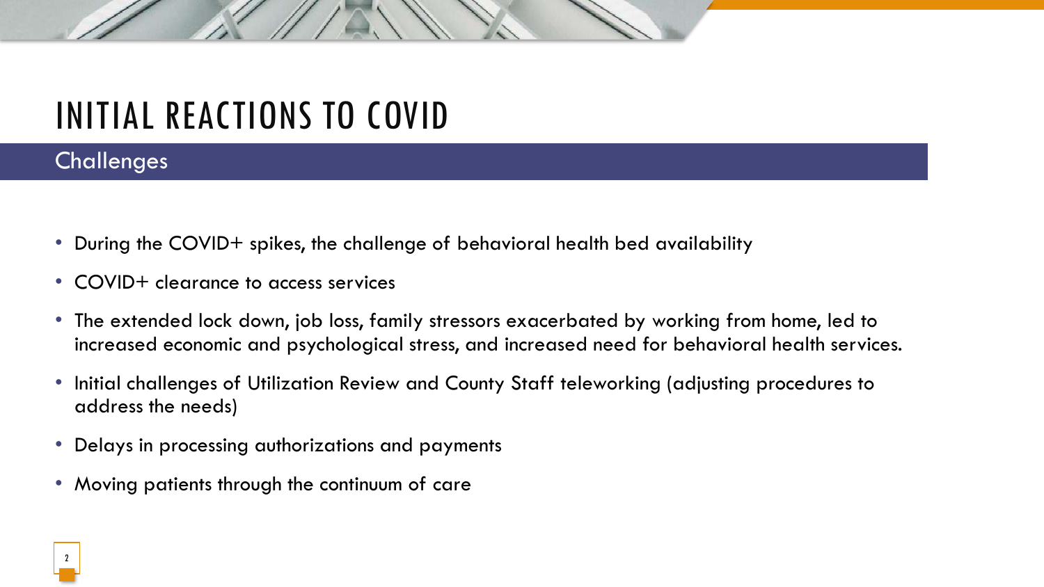# INITIAL REACTIONS TO COVID

## Challenges

- During the COVID+ spikes, the challenge of behavioral health bed availability
- COVID+ clearance to access services
- The extended lock down, job loss, family stressors exacerbated by working from home, led to increased economic and psychological stress, and increased need for behavioral health services.
- Initial challenges of Utilization Review and County Staff teleworking (adjusting procedures to address the needs)
- Delays in processing authorizations and payments
- Moving patients through the continuum of care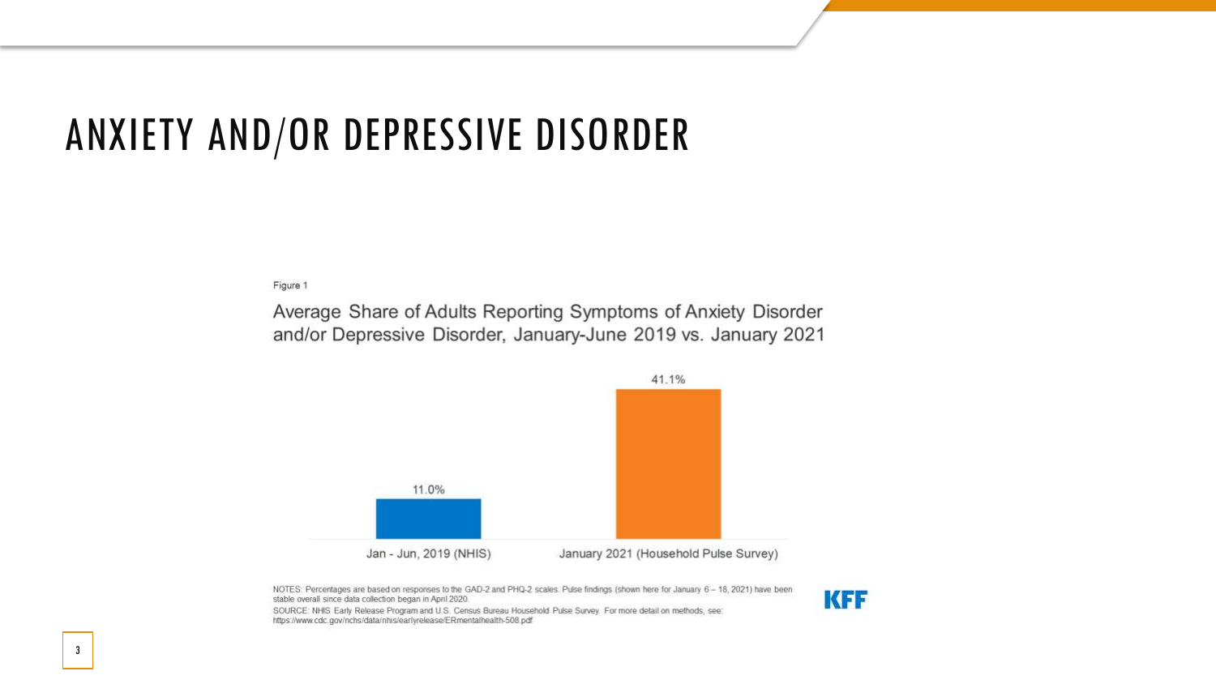# ANXIETY AND/OR DEPRESSIVE DISORDER

Figure 1

Average Share of Adults Reporting Symptoms of Anxiety Disorder and/or Depressive Disorder, January-June 2019 vs. January 2021

| Period | Share |
| --- | --- |
| Jan - Jun, 2019 (NHIS) | 11.0% |
| January 2021 (Household Pulse Survey) | 41.1% |

NOTES: Percentages are based on responses to the GAD-2 and PHQ-2 scales. Pulse findings (shown here for January 6 – 18, 2021) have been stable overall since data collection began in April 2020.

SOURCE: NHIS Early Release Program and U.S. Census Bureau Household Pulse Survey. For more detail on methods, see: https://www.cdc.gov/nchs/data/nhis/earlyrelease/ERmentalhealth-508.pdf

KFF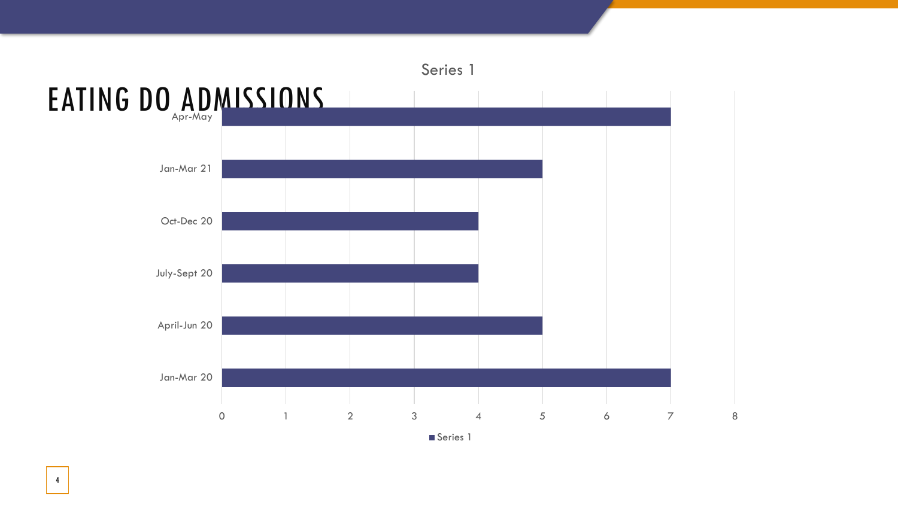# EATING DO ADMISSIONS

Series 1

| Period | Series 1 |
|---|---|
| Apr-May | 7 |
| Jan-Mar 21 | 5 |
| Oct-Dec 20 | 4 |
| July-Sept 20 | 4 |
| April-Jun 20 | 5 |
| Jan-Mar 20 | 7 |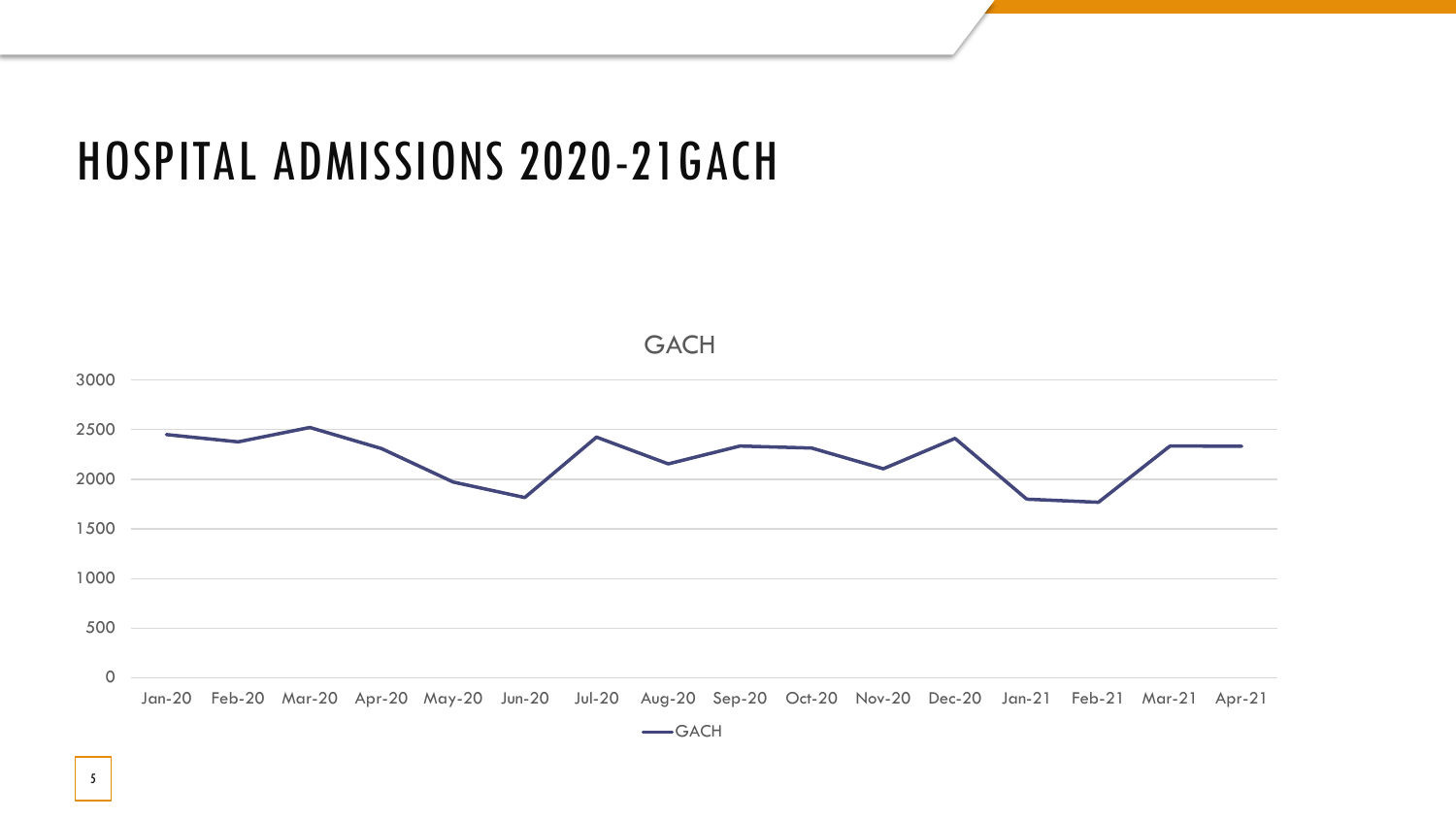# HOSPITAL ADMISSIONS 2020-21GACH

GACH

3000
2500
2000
1500
1000
500
0

Jan-20 Feb-20 Mar-20 Apr-20 May-20 Jun-20 Jul-20 Aug-20 Sep-20 Oct-20 Nov-20 Dec-20 Jan-21 Feb-21 Mar-21 Apr-21

GACH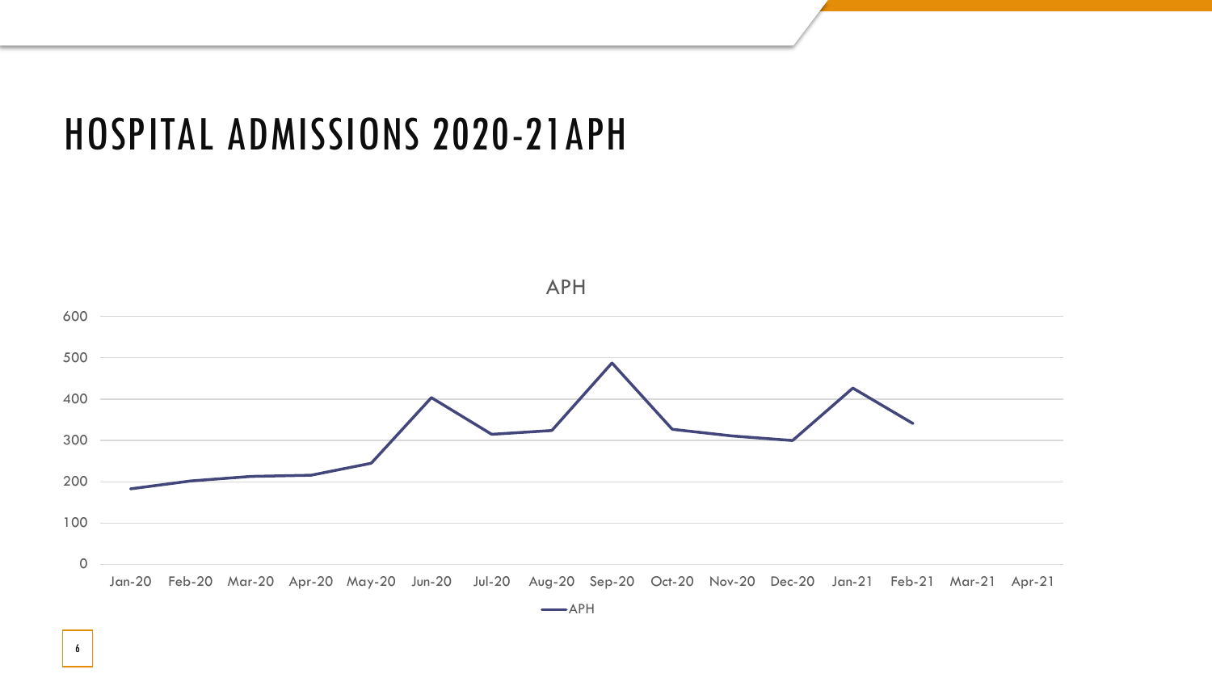# HOSPITAL ADMISSIONS 2020-21APH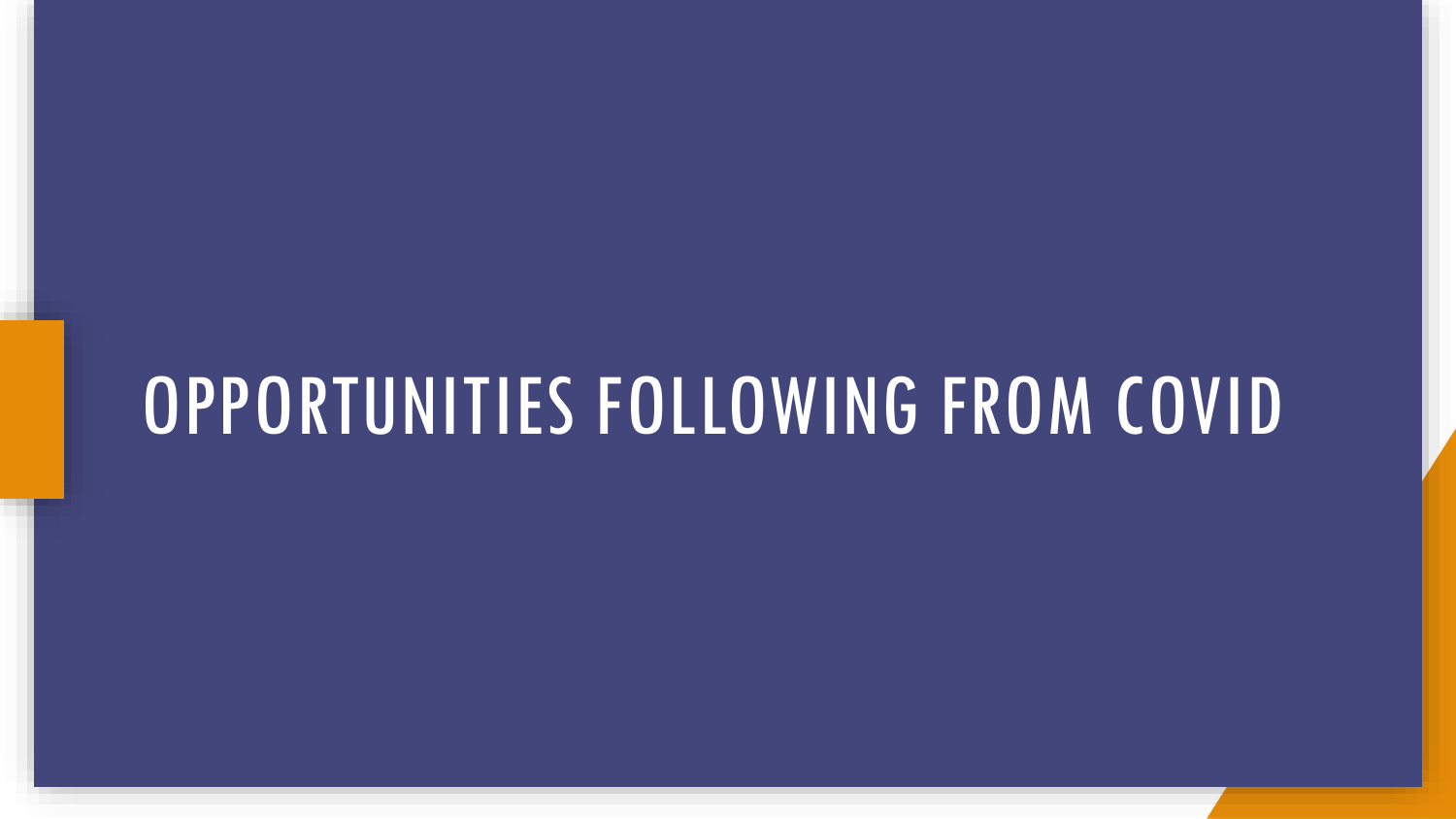# OPPORTUNITIES FOLLOWING FROM COVID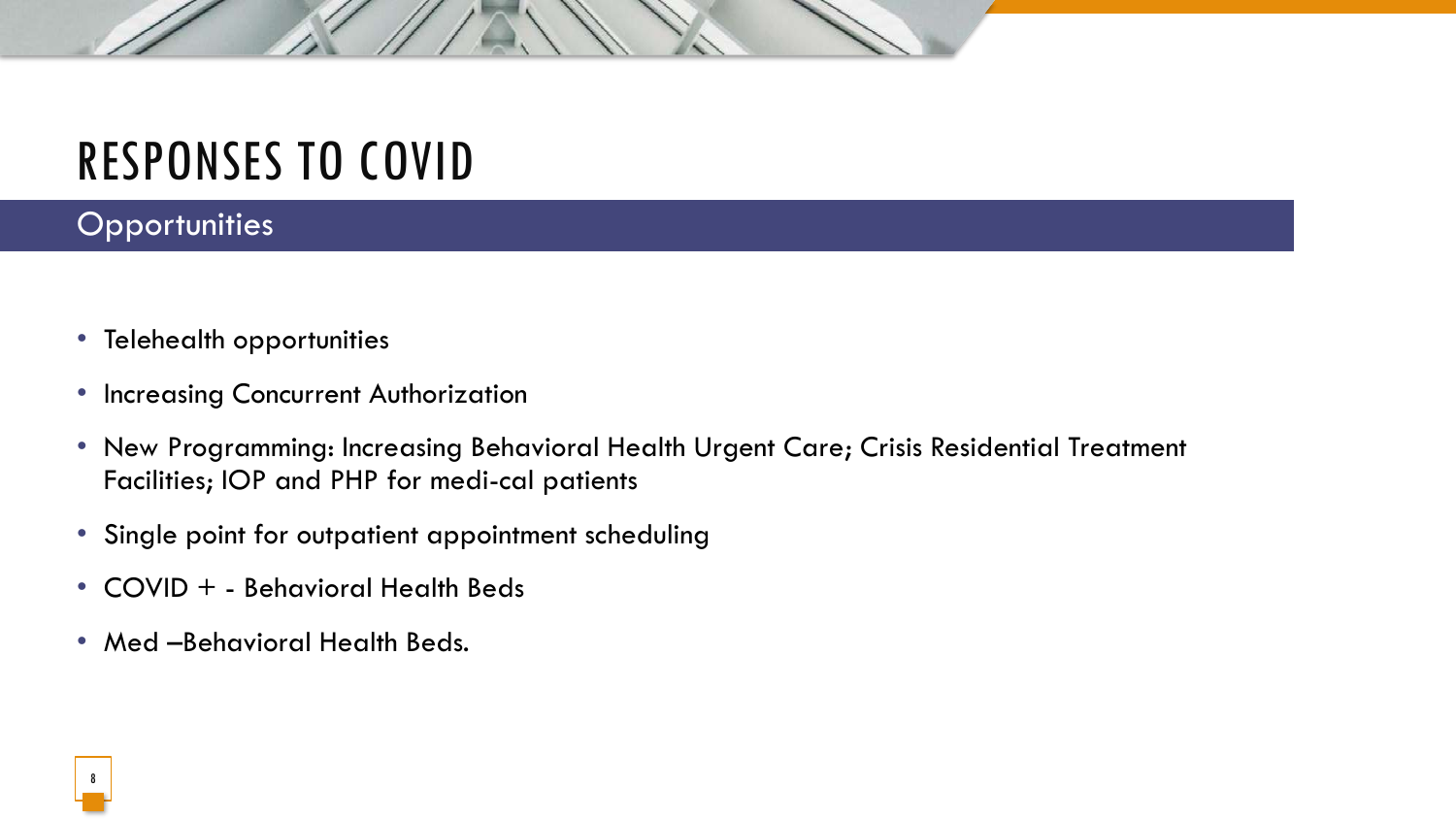# RESPONSES TO COVID

## Opportunities

- Telehealth opportunities
- Increasing Concurrent Authorization
- New Programming: Increasing Behavioral Health Urgent Care; Crisis Residential Treatment Facilities; IOP and PHP for medi-cal patients
- Single point for outpatient appointment scheduling
- COVID + - Behavioral Health Beds
- Med –Behavioral Health Beds.